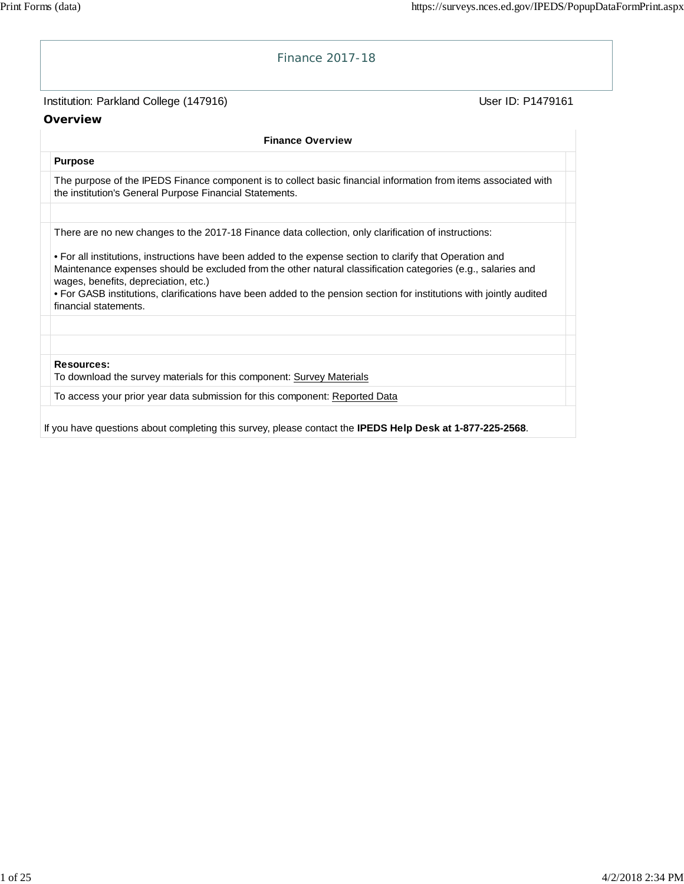# Finance 2017-18

Institution: Parkland College (147916)

User ID: P1479161

## Overview

### Finance Overview

**Purpose**

The purpose of the IPEDS Finance component is to collect basic financial information from items associated with the institution's General Purpose Financial Statements.

There are no new changes to the 2017-18 Finance data collection, only clarification of instructions:

- For all institutions, instructions have been added to the expense section to clarify that Operation and Maintenance expenses should be excluded from the other natural classification categories (e.g., salaries and wages, benefits, depreciation, etc.)
- For GASB institutions, clarifications have been added to the pension section for institutions with jointly audited financial statements.

**Resources:**
To download the survey materials for this component: Survey Materials

To access your prior year data submission for this component: Reported Data

If you have questions about completing this survey, please contact the **IPEDS Help Desk at 1-877-225-2568**.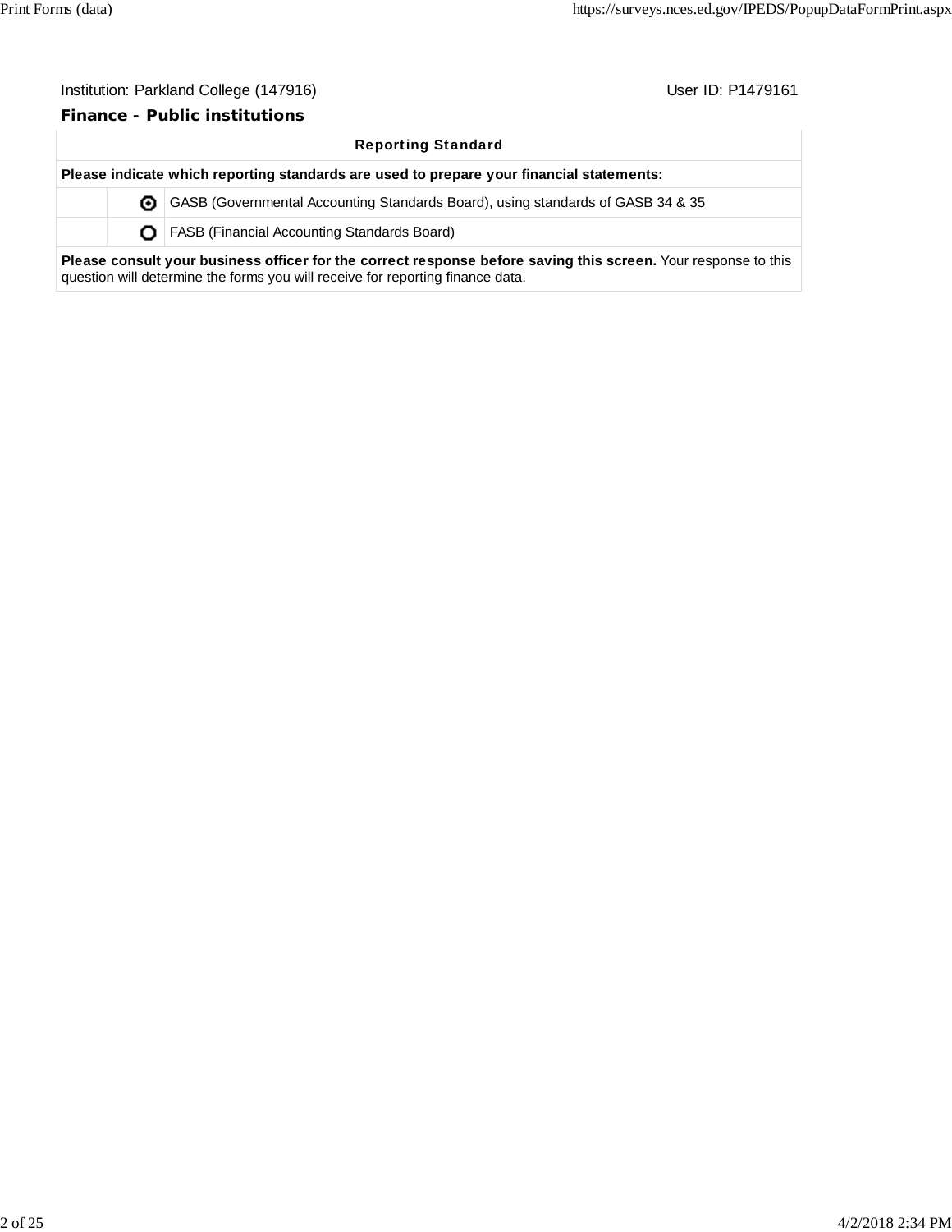Institution: Parkland College (147916) User ID: P1479161

**Finance - Public institutions**

| Reporting Standard | | |
|---|---|---|
| **Please indicate which reporting standards are used to prepare your financial statements:** | | |
| | ◉ | GASB (Governmental Accounting Standards Board), using standards of GASB 34 & 35 |
| | ○ | FASB (Financial Accounting Standards Board) |
| **Please consult your business officer for the correct response before saving this screen.** Your response to this question will determine the forms you will receive for reporting finance data. | | |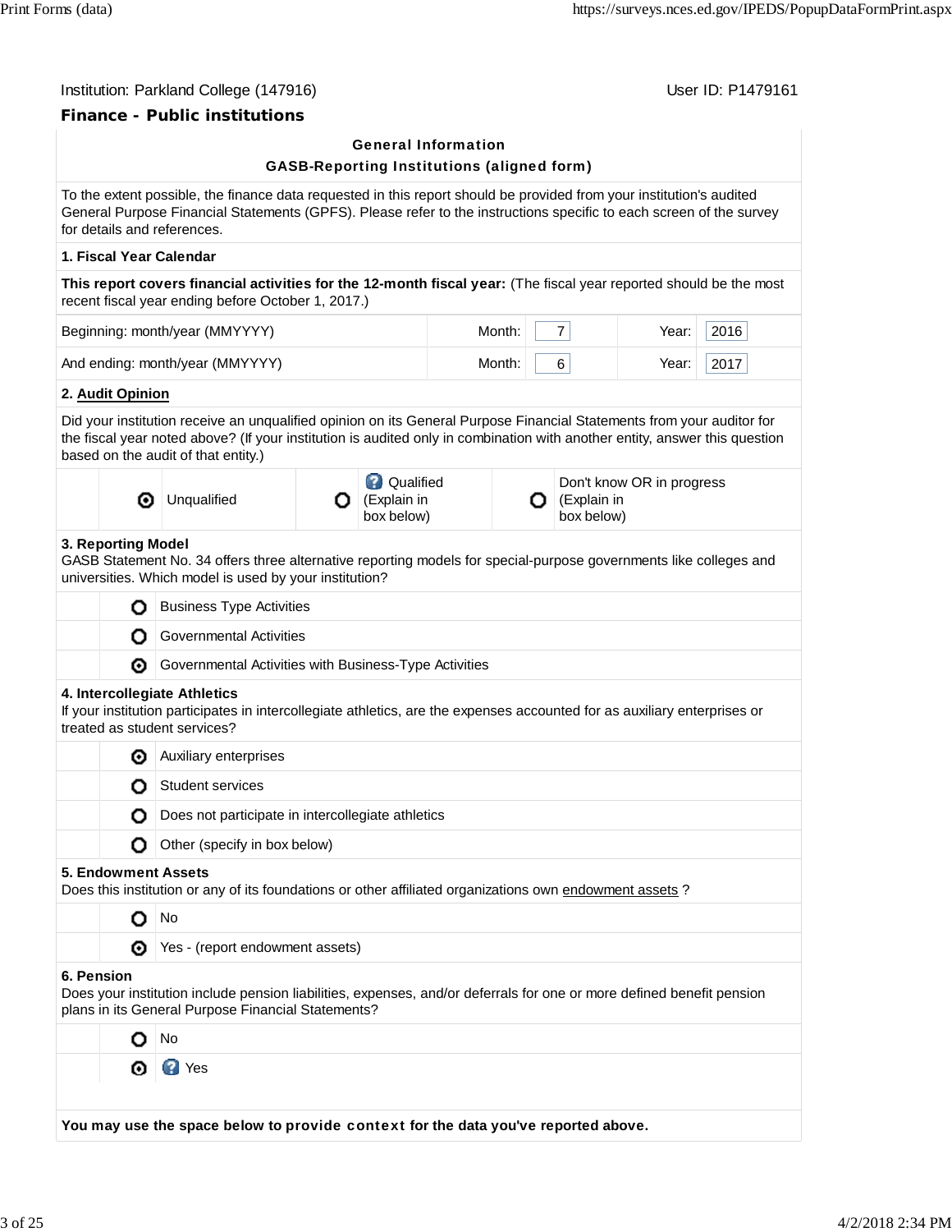Institution: Parkland College (147916)

User ID: P1479161

## Finance - Public institutions

### General Information

### GASB-Reporting Institutions (aligned form)

To the extent possible, the finance data requested in this report should be provided from your institution's audited General Purpose Financial Statements (GPFS). Please refer to the instructions specific to each screen of the survey for details and references.

**1. Fiscal Year Calendar**

**This report covers financial activities for the 12-month fiscal year:** (The fiscal year reported should be the most recent fiscal year ending before October 1, 2017.)

| | | | | |
|---|---|---|---|---|
| Beginning: month/year (MMYYYY) | Month: | 7 | Year: | 2016 |
| And ending: month/year (MMYYYY) | Month: | 6 | Year: | 2017 |

**2. Audit Opinion**

Did your institution receive an unqualified opinion on its General Purpose Financial Statements from your auditor for the fiscal year noted above? (If your institution is audited only in combination with another entity, answer this question based on the audit of that entity.)

- (selected) Unqualified
- ( ) Qualified (Explain in box below)
- ( ) Don't know OR in progress (Explain in box below)

**3. Reporting Model**

GASB Statement No. 34 offers three alternative reporting models for special-purpose governments like colleges and universities. Which model is used by your institution?

- ( ) Business Type Activities
- ( ) Governmental Activities
- (selected) Governmental Activities with Business-Type Activities

**4. Intercollegiate Athletics**

If your institution participates in intercollegiate athletics, are the expenses accounted for as auxiliary enterprises or treated as student services?

- (selected) Auxiliary enterprises
- ( ) Student services
- ( ) Does not participate in intercollegiate athletics
- ( ) Other (specify in box below)

**5. Endowment Assets**

Does this institution or any of its foundations or other affiliated organizations own endowment assets ?

- ( ) No
- (selected) Yes - (report endowment assets)

**6. Pension**

Does your institution include pension liabilities, expenses, and/or deferrals for one or more defined benefit pension plans in its General Purpose Financial Statements?

- ( ) No
- (selected) Yes

**You may use the space below to provide context for the data you've reported above.**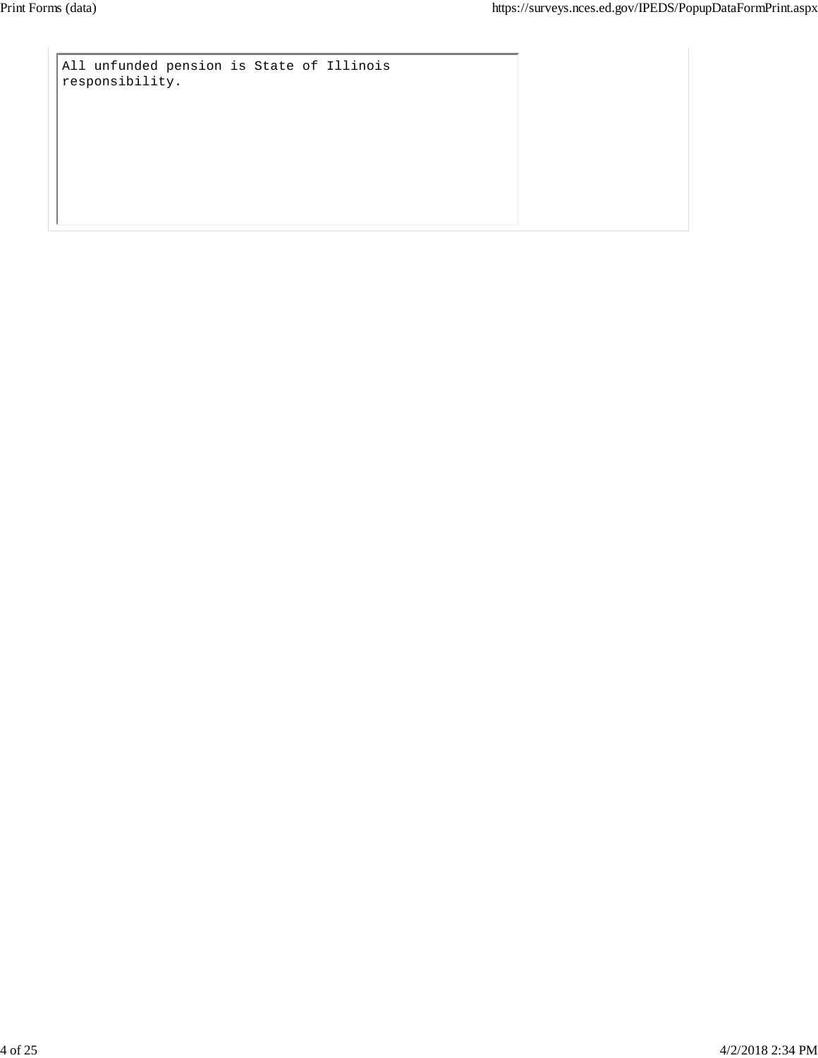All unfunded pension is State of Illinois responsibility.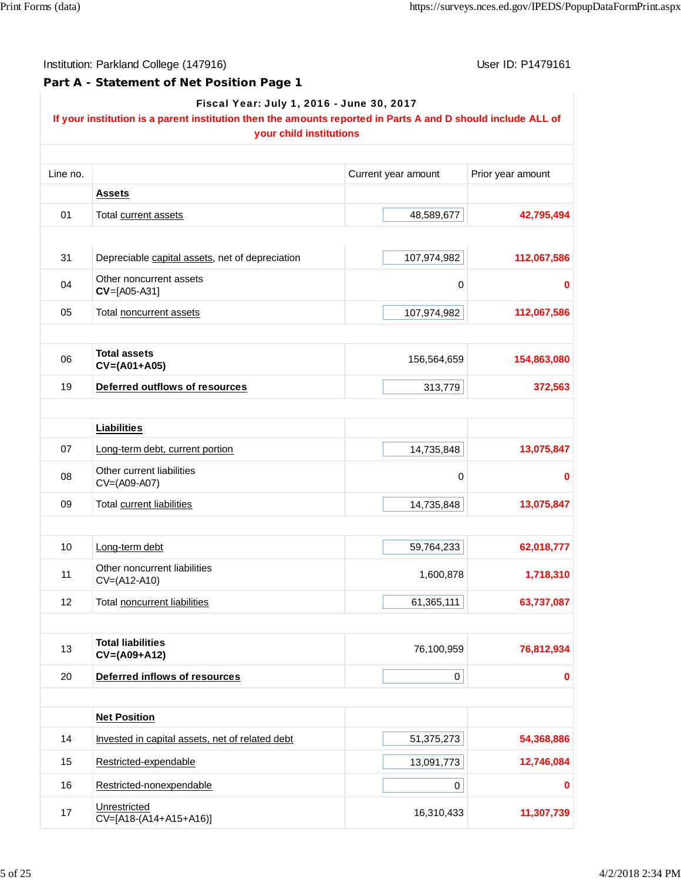Institution: Parkland College (147916)　　　　User ID: P1479161

## Part A - Statement of Net Position Page 1

**Fiscal Year: July 1, 2016 - June 30, 2017**

**If your institution is a parent institution then the amounts reported in Parts A and D should include ALL of your child institutions**

| Line no. | | Current year amount | Prior year amount |
|---|---|---|---|
| | **Assets** | | |
| 01 | Total current assets | 48,589,677 | **42,795,494** |
| 31 | Depreciable capital assets, net of depreciation | 107,974,982 | **112,067,586** |
| 04 | Other noncurrent assets **CV**=[A05-A31] | 0 | **0** |
| 05 | Total noncurrent assets | 107,974,982 | **112,067,586** |
| 06 | **Total assets CV=(A01+A05)** | 156,564,659 | **154,863,080** |
| 19 | **Deferred outflows of resources** | 313,779 | **372,563** |
| | **Liabilities** | | |
| 07 | Long-term debt, current portion | 14,735,848 | **13,075,847** |
| 08 | Other current liabilities CV=(A09-A07) | 0 | **0** |
| 09 | Total current liabilities | 14,735,848 | **13,075,847** |
| 10 | Long-term debt | 59,764,233 | **62,018,777** |
| 11 | Other noncurrent liabilities CV=(A12-A10) | 1,600,878 | **1,718,310** |
| 12 | Total noncurrent liabilities | 61,365,111 | **63,737,087** |
| 13 | **Total liabilities CV=(A09+A12)** | 76,100,959 | **76,812,934** |
| 20 | **Deferred inflows of resources** | 0 | **0** |
| | **Net Position** | | |
| 14 | Invested in capital assets, net of related debt | 51,375,273 | **54,368,886** |
| 15 | Restricted-expendable | 13,091,773 | **12,746,084** |
| 16 | Restricted-nonexpendable | 0 | **0** |
| 17 | Unrestricted CV=[A18-(A14+A15+A16)] | 16,310,433 | **11,307,739** |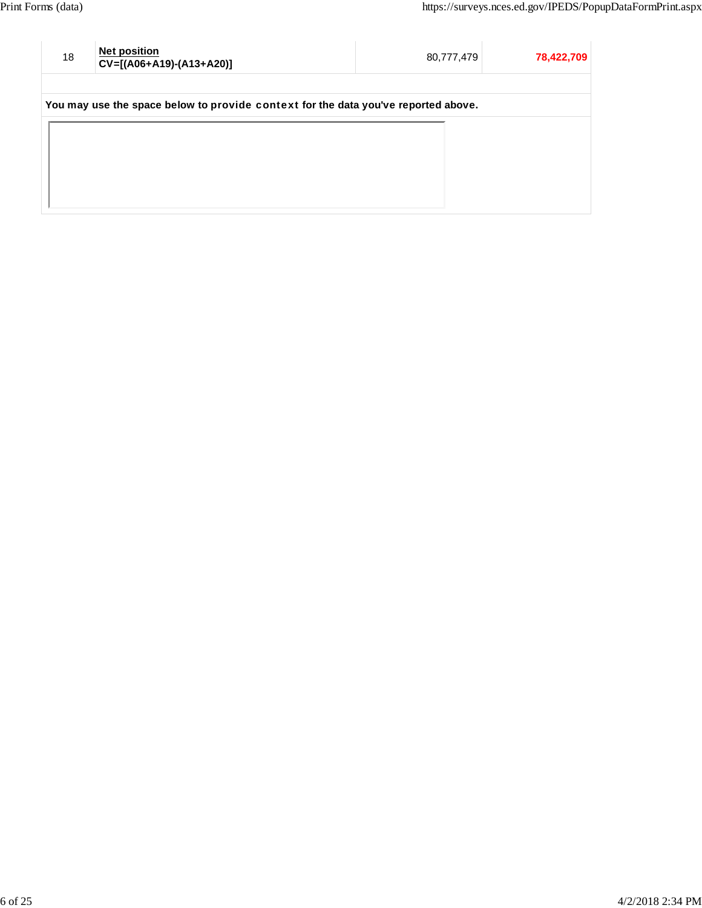| | | | |
|---|---|---|---|
| 18 | **Net position**<br>**CV=[(A06+A19)-(A13+A20)]** | 80,777,479 | **78,422,709** |

**You may use the space below to provide context for the data you've reported above.**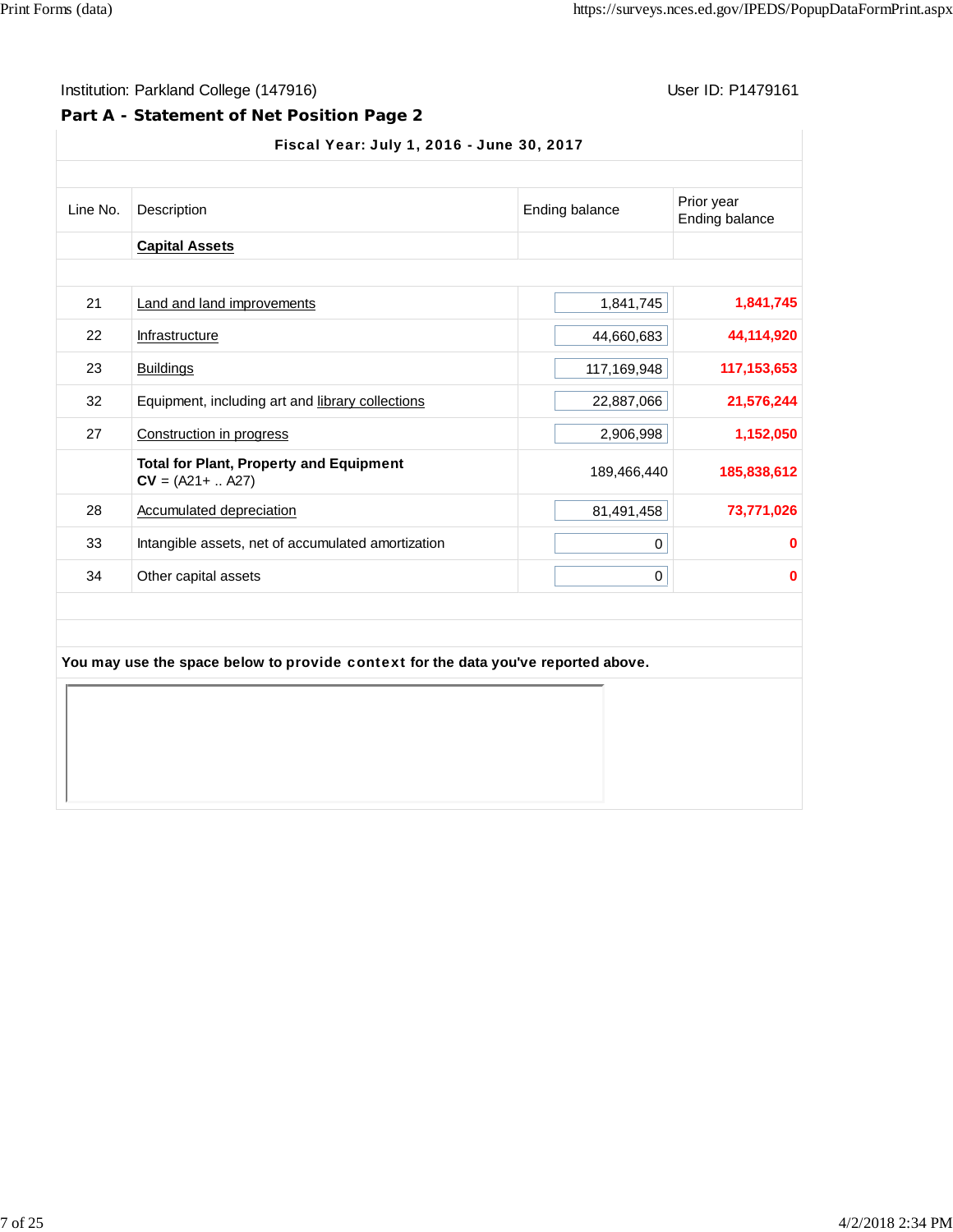Institution: Parkland College (147916)

User ID: P1479161

## Part A - Statement of Net Position Page 2

**Fiscal Year: July 1, 2016 - June 30, 2017**

| Line No. | Description | Ending balance | Prior year Ending balance |
|---|---|---|---|
| | **Capital Assets** | | |
| 21 | Land and land improvements | 1,841,745 | **1,841,745** |
| 22 | Infrastructure | 44,660,683 | **44,114,920** |
| 23 | Buildings | 117,169,948 | **117,153,653** |
| 32 | Equipment, including art and library collections | 22,887,066 | **21,576,244** |
| 27 | Construction in progress | 2,906,998 | **1,152,050** |
| | **Total for Plant, Property and Equipment** **CV** = (A21+ .. A27) | 189,466,440 | **185,838,612** |
| 28 | Accumulated depreciation | 81,491,458 | **73,771,026** |
| 33 | Intangible assets, net of accumulated amortization | 0 | **0** |
| 34 | Other capital assets | 0 | **0** |

**You may use the space below to provide context for the data you've reported above.**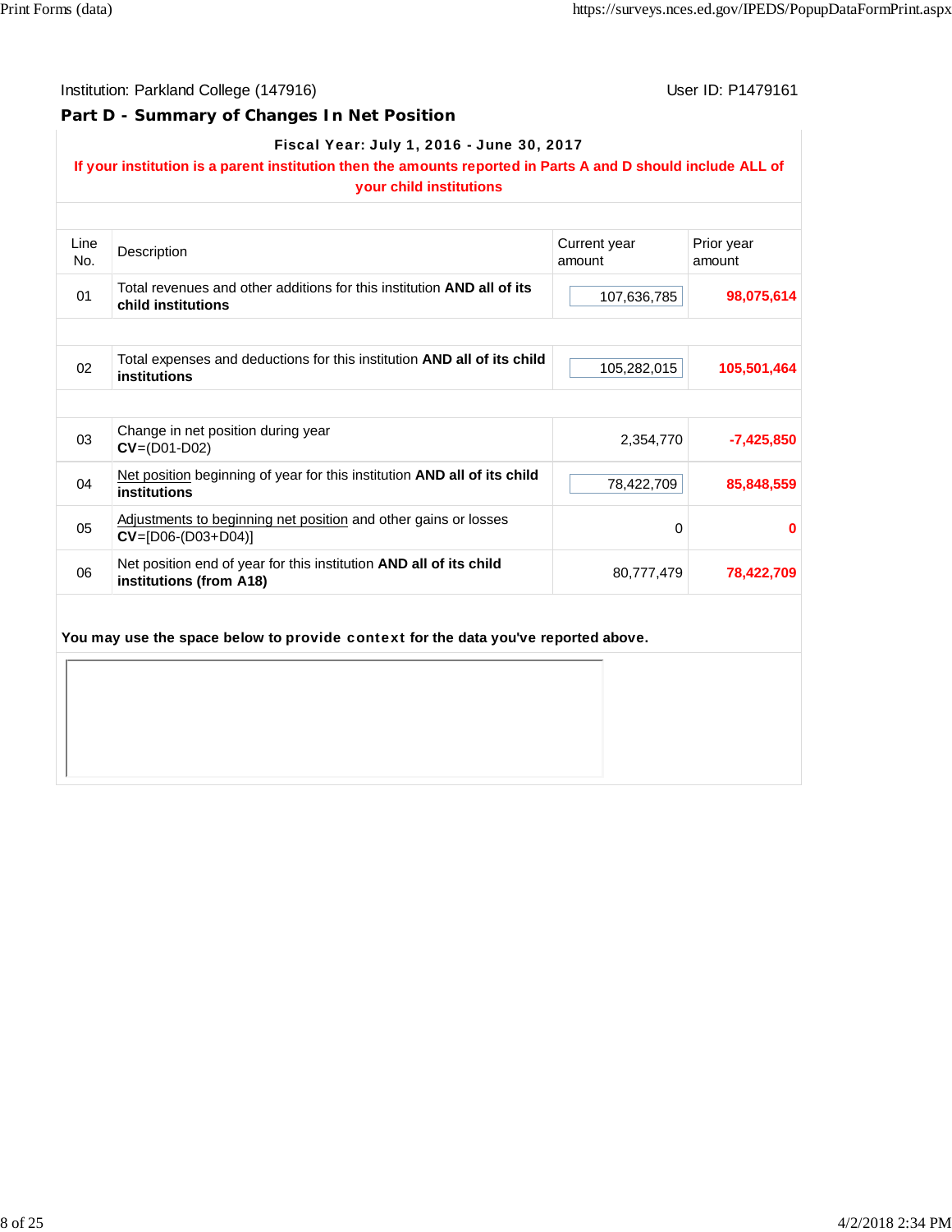Institution: Parkland College (147916)

User ID: P1479161

## Part D - Summary of Changes In Net Position

**Fiscal Year: July 1, 2016 - June 30, 2017**

**If your institution is a parent institution then the amounts reported in Parts A and D should include ALL of your child institutions**

| Line No. | Description | Current year amount | Prior year amount |
|---|---|---|---|
| 01 | Total revenues and other additions for this institution **AND all of its child institutions** | 107,636,785 | **98,075,614** |
| 02 | Total expenses and deductions for this institution **AND all of its child institutions** | 105,282,015 | **105,501,464** |
| 03 | Change in net position during year **CV**=(D01-D02) | 2,354,770 | **-7,425,850** |
| 04 | Net position beginning of year for this institution **AND all of its child institutions** | 78,422,709 | **85,848,559** |
| 05 | Adjustments to beginning net position and other gains or losses **CV**=[D06-(D03+D04)] | 0 | **0** |
| 06 | Net position end of year for this institution **AND all of its child institutions (from A18)** | 80,777,479 | **78,422,709** |

**You may use the space below to provide context for the data you've reported above.**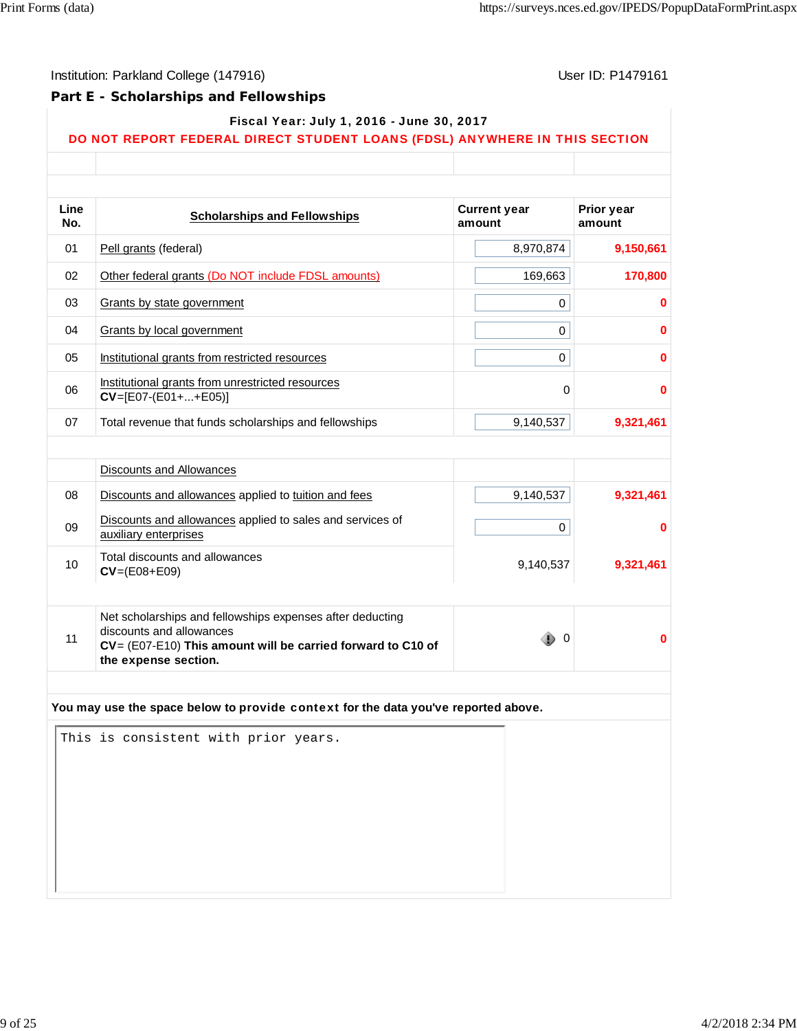Institution: Parkland College (147916)

User ID: P1479161

## Part E - Scholarships and Fellowships

**Fiscal Year: July 1, 2016 - June 30, 2017**

**DO NOT REPORT FEDERAL DIRECT STUDENT LOANS (FDSL) ANYWHERE IN THIS SECTION**

| Line No. | Scholarships and Fellowships | Current year amount | Prior year amount |
|---|---|---|---|
| 01 | Pell grants (federal) | 8,970,874 | **9,150,661** |
| 02 | Other federal grants (Do NOT include FDSL amounts) | 169,663 | **170,800** |
| 03 | Grants by state government | 0 | **0** |
| 04 | Grants by local government | 0 | **0** |
| 05 | Institutional grants from restricted resources | 0 | **0** |
| 06 | Institutional grants from unrestricted resources **CV**=[E07-(E01+...+E05)] | 0 | **0** |
| 07 | Total revenue that funds scholarships and fellowships | 9,140,537 | **9,321,461** |
| | Discounts and Allowances | | |
| 08 | Discounts and allowances applied to tuition and fees | 9,140,537 | **9,321,461** |
| 09 | Discounts and allowances applied to sales and services of auxiliary enterprises | 0 | **0** |
| 10 | Total discounts and allowances **CV**=(E08+E09) | 9,140,537 | **9,321,461** |
| 11 | Net scholarships and fellowships expenses after deducting discounts and allowances **CV**= (E07-E10) **This amount will be carried forward to C10 of the expense section.** | 0 | **0** |

**You may use the space below to provide context for the data you've reported above.**

```
This is consistent with prior years.
```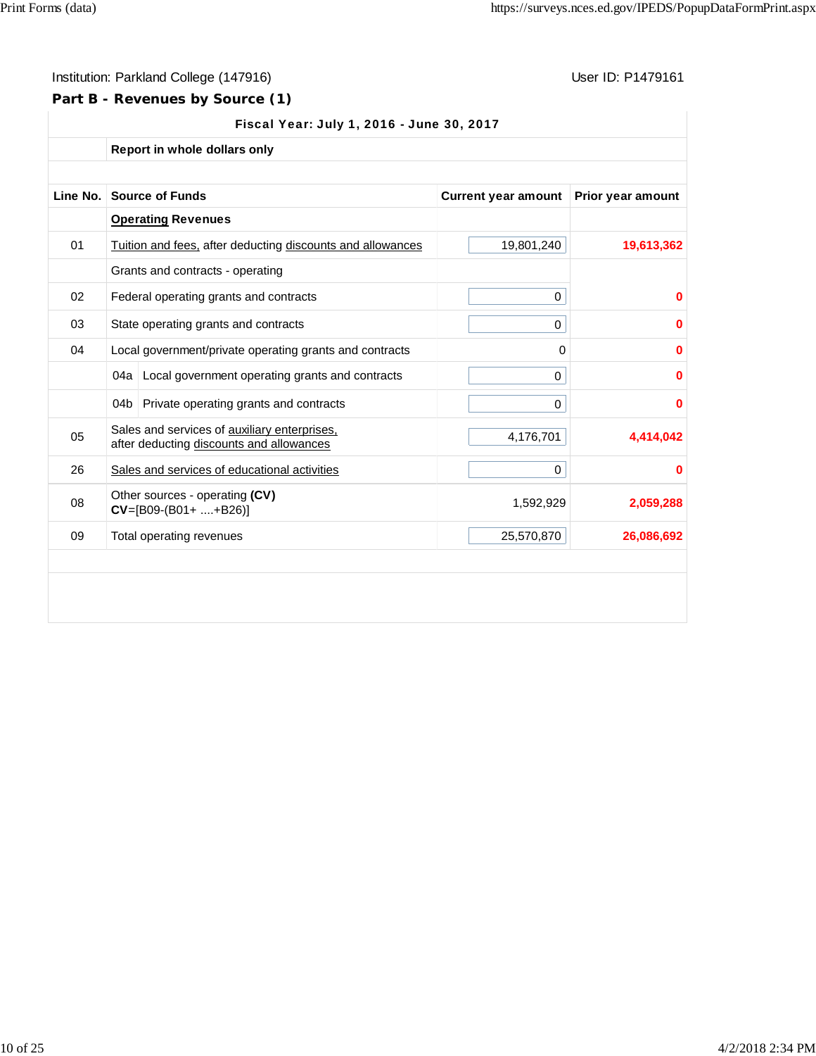Institution: Parkland College (147916)

User ID: P1479161

## Part B - Revenues by Source (1)

**Fiscal Year: July 1, 2016 - June 30, 2017**

**Report in whole dollars only**

| Line No. | Source of Funds | Current year amount | Prior year amount |
|---|---|---|---|
| | **Operating Revenues** | | |
| 01 | Tuition and fees, after deducting discounts and allowances | 19,801,240 | **19,613,362** |
| | Grants and contracts - operating | | |
| 02 | Federal operating grants and contracts | 0 | **0** |
| 03 | State operating grants and contracts | 0 | **0** |
| 04 | Local government/private operating grants and contracts | 0 | **0** |
| | 04a Local government operating grants and contracts | 0 | **0** |
| | 04b Private operating grants and contracts | 0 | **0** |
| 05 | Sales and services of auxiliary enterprises, after deducting discounts and allowances | 4,176,701 | **4,414,042** |
| 26 | Sales and services of educational activities | 0 | **0** |
| 08 | Other sources - operating **(CV)** **CV**=[B09-(B01+ ....+B26)] | 1,592,929 | **2,059,288** |
| 09 | Total operating revenues | 25,570,870 | **26,086,692** |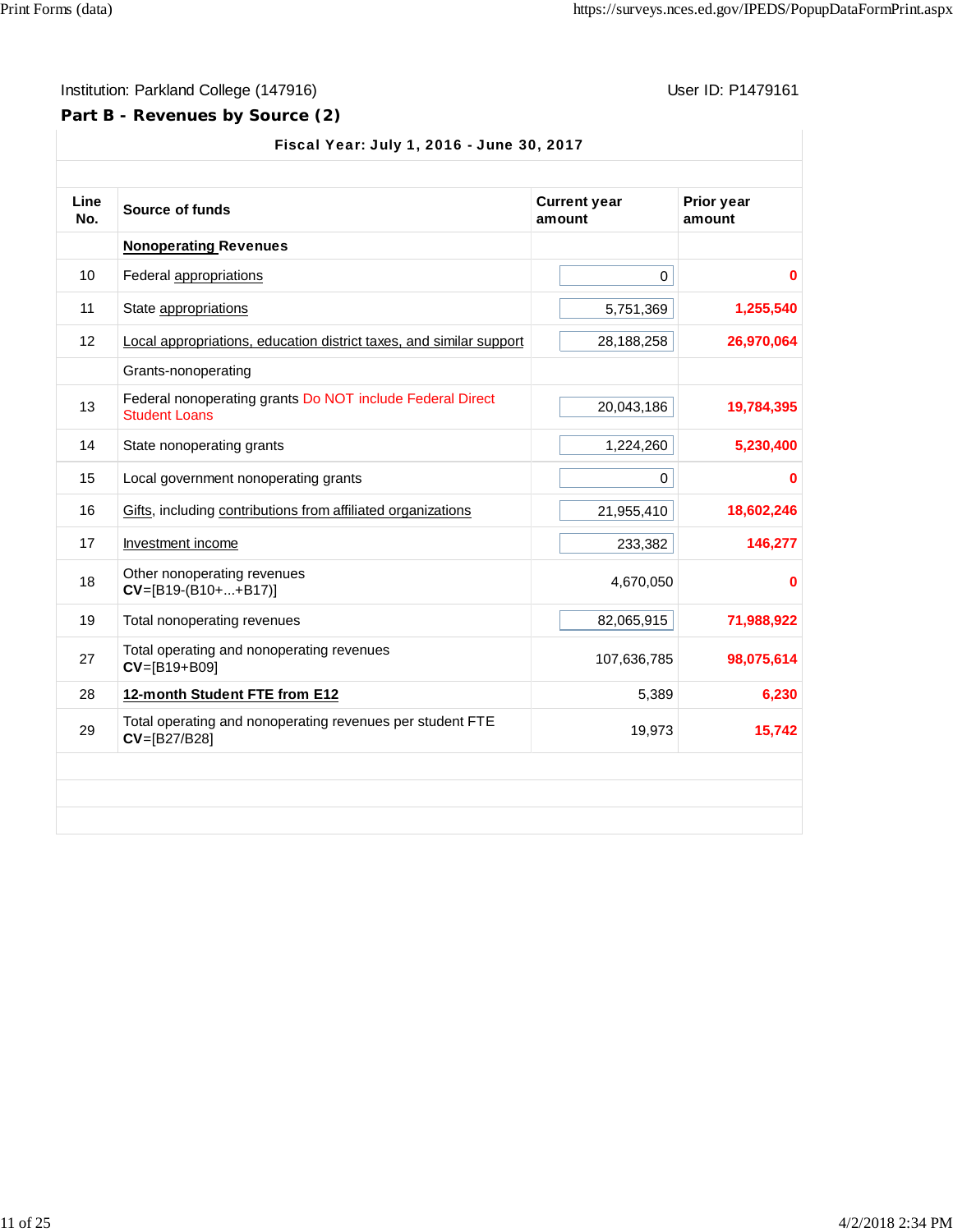Institution: Parkland College (147916)

User ID: P1479161

## Part B - Revenues by Source (2)

**Fiscal Year: July 1, 2016 - June 30, 2017**

| Line No. | Source of funds | Current year amount | Prior year amount |
|---|---|---|---|
| | **Nonoperating Revenues** | | |
| 10 | Federal appropriations | 0 | **0** |
| 11 | State appropriations | 5,751,369 | **1,255,540** |
| 12 | Local appropriations, education district taxes, and similar support | 28,188,258 | **26,970,064** |
| | Grants-nonoperating | | |
| 13 | Federal nonoperating grants Do NOT include Federal Direct Student Loans | 20,043,186 | **19,784,395** |
| 14 | State nonoperating grants | 1,224,260 | **5,230,400** |
| 15 | Local government nonoperating grants | 0 | **0** |
| 16 | Gifts, including contributions from affiliated organizations | 21,955,410 | **18,602,246** |
| 17 | Investment income | 233,382 | **146,277** |
| 18 | Other nonoperating revenues **CV**=[B19-(B10+...+B17)] | 4,670,050 | **0** |
| 19 | Total nonoperating revenues | 82,065,915 | **71,988,922** |
| 27 | Total operating and nonoperating revenues **CV**=[B19+B09] | 107,636,785 | **98,075,614** |
| 28 | **12-month Student FTE from E12** | 5,389 | **6,230** |
| 29 | Total operating and nonoperating revenues per student FTE **CV**=[B27/B28] | 19,973 | **15,742** |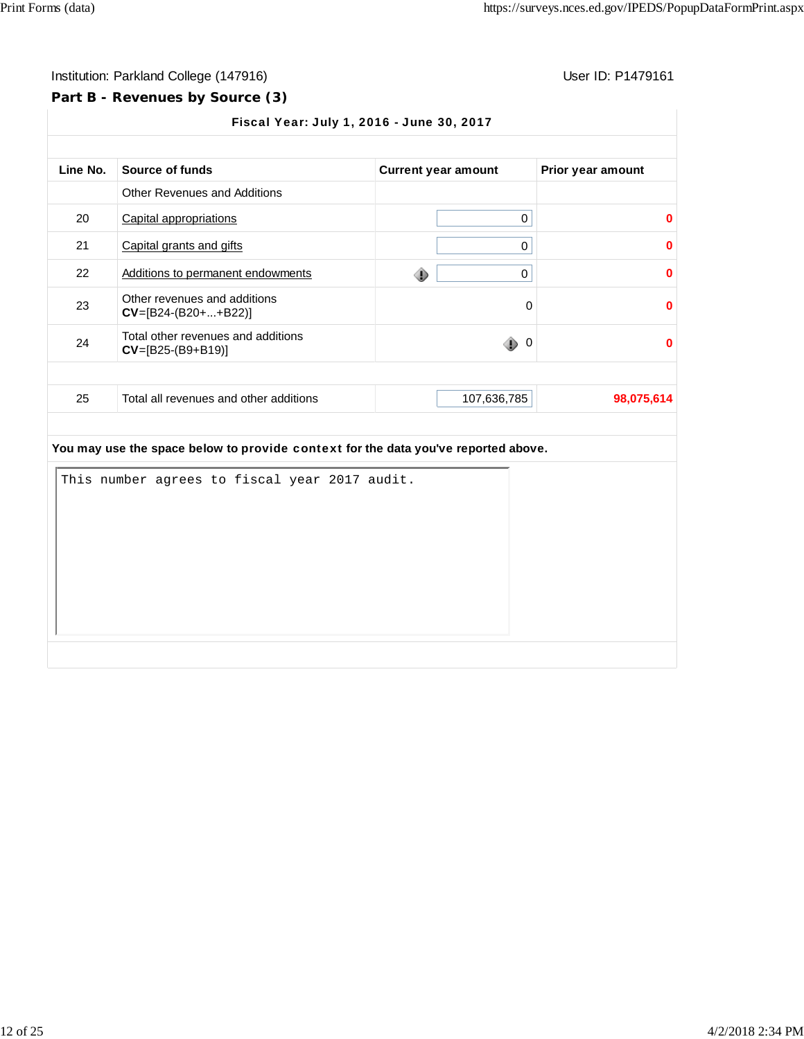Institution: Parkland College (147916)

User ID: P1479161

## Part B - Revenues by Source (3)

**Fiscal Year: July 1, 2016 - June 30, 2017**

| Line No. | Source of funds | Current year amount | Prior year amount |
|---|---|---|---|
| | Other Revenues and Additions | | |
| 20 | Capital appropriations | 0 | 0 |
| 21 | Capital grants and gifts | 0 | 0 |
| 22 | Additions to permanent endowments | 0 | 0 |
| 23 | Other revenues and additions **CV**=[B24-(B20+...+B22)] | 0 | 0 |
| 24 | Total other revenues and additions **CV**=[B25-(B9+B19)] | 0 | 0 |
| 25 | Total all revenues and other additions | 107,636,785 | 98,075,614 |

**You may use the space below to provide context for the data you've reported above.**

This number agrees to fiscal year 2017 audit.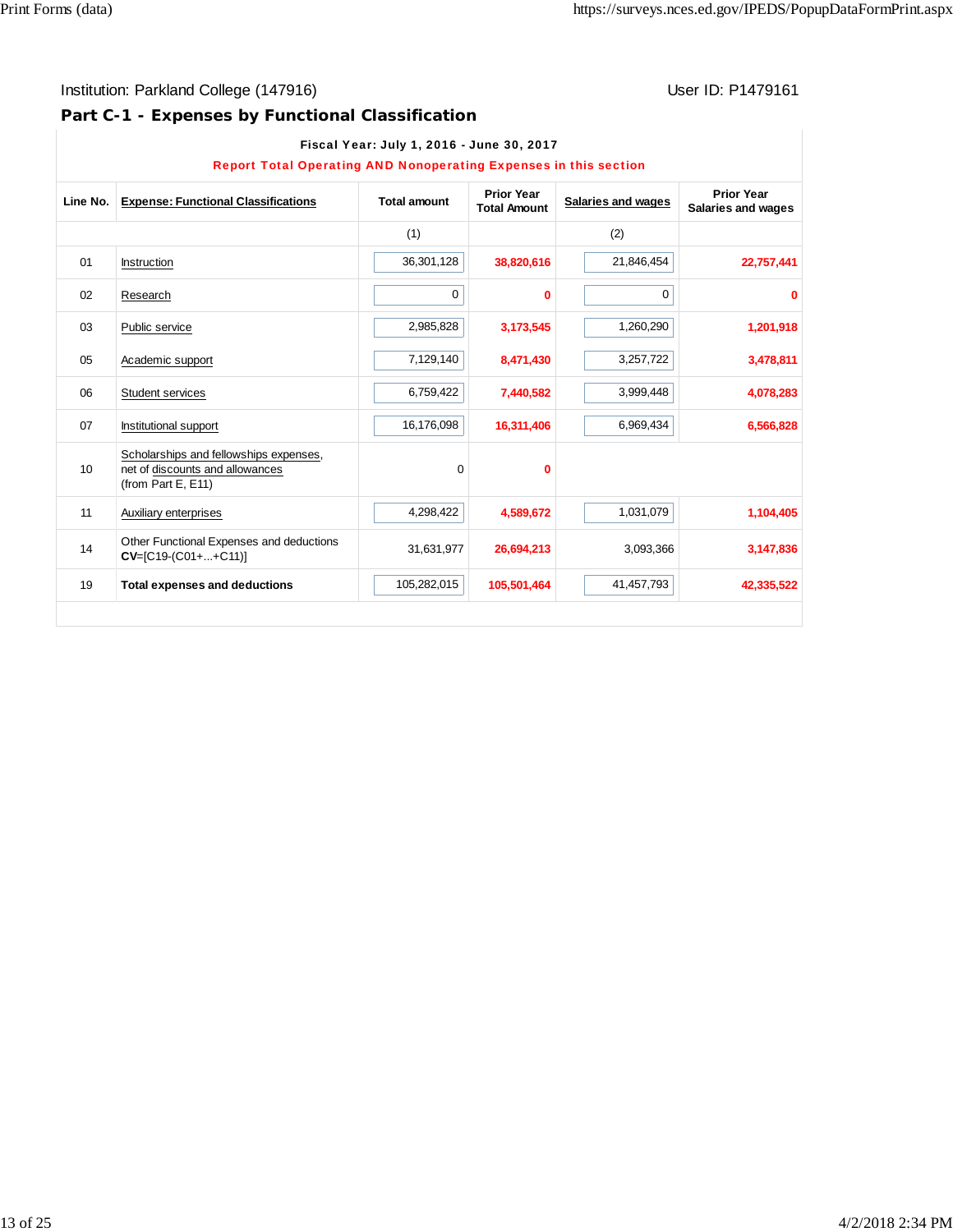Institution: Parkland College (147916)

User ID: P1479161

## Part C-1 - Expenses by Functional Classification

**Fiscal Year: July 1, 2016 - June 30, 2017**

**Report Total Operating AND Nonoperating Expenses in this section**

| Line No. | Expense: Functional Classifications | Total amount | Prior Year Total Amount | Salaries and wages | Prior Year Salaries and wages |
|---|---|---|---|---|---|
| | | (1) | | (2) | |
| 01 | Instruction | 36,301,128 | 38,820,616 | 21,846,454 | 22,757,441 |
| 02 | Research | 0 | 0 | 0 | 0 |
| 03 | Public service | 2,985,828 | 3,173,545 | 1,260,290 | 1,201,918 |
| 05 | Academic support | 7,129,140 | 8,471,430 | 3,257,722 | 3,478,811 |
| 06 | Student services | 6,759,422 | 7,440,582 | 3,999,448 | 4,078,283 |
| 07 | Institutional support | 16,176,098 | 16,311,406 | 6,969,434 | 6,566,828 |
| 10 | Scholarships and fellowships expenses, net of discounts and allowances (from Part E, E11) | 0 | 0 | | |
| 11 | Auxiliary enterprises | 4,298,422 | 4,589,672 | 1,031,079 | 1,104,405 |
| 14 | Other Functional Expenses and deductions **CV**=[C19-(C01+...+C11)] | 31,631,977 | 26,694,213 | 3,093,366 | 3,147,836 |
| 19 | **Total expenses and deductions** | 105,282,015 | 105,501,464 | 41,457,793 | 42,335,522 |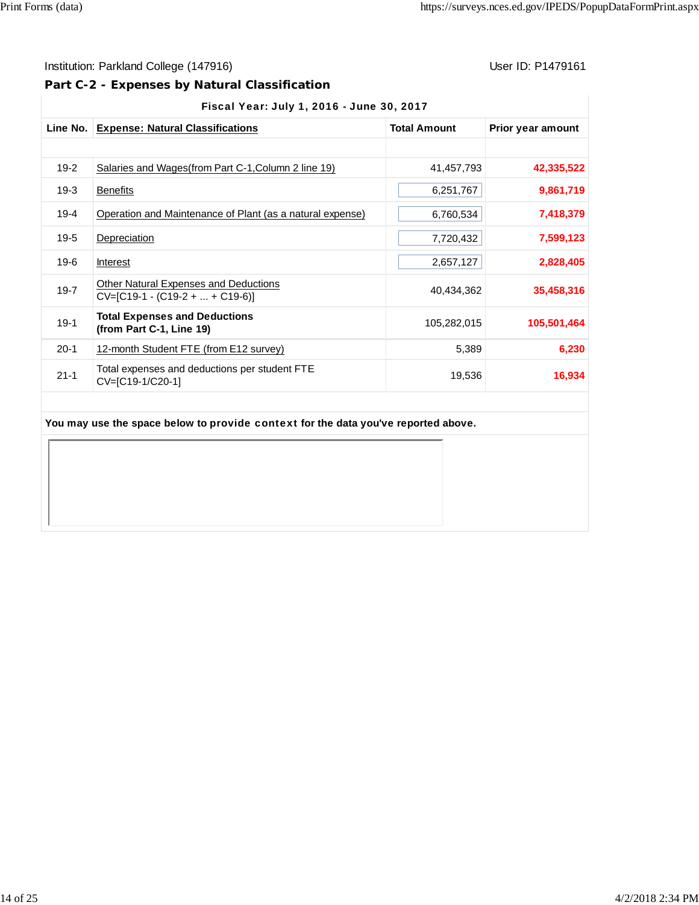Institution: Parkland College (147916)  User ID: P1479161

## Part C-2 - Expenses by Natural Classification

| Fiscal Year: July 1, 2016 - June 30, 2017 | | | |
|---|---|---|---|
| **Line No.** | **Expense: Natural Classifications** | **Total Amount** | **Prior year amount** |
| | | | |
| 19-2 | Salaries and Wages(from Part C-1,Column 2 line 19) | 41,457,793 | **42,335,522** |
| 19-3 | Benefits | 6,251,767 | **9,861,719** |
| 19-4 | Operation and Maintenance of Plant (as a natural expense) | 6,760,534 | **7,418,379** |
| 19-5 | Depreciation | 7,720,432 | **7,599,123** |
| 19-6 | Interest | 2,657,127 | **2,828,405** |
| 19-7 | Other Natural Expenses and Deductions CV=[C19-1 - (C19-2 + ... + C19-6)] | 40,434,362 | **35,458,316** |
| 19-1 | **Total Expenses and Deductions (from Part C-1, Line 19)** | 105,282,015 | **105,501,464** |
| 20-1 | 12-month Student FTE (from E12 survey) | 5,389 | **6,230** |
| 21-1 | Total expenses and deductions per student FTE CV=[C19-1/C20-1] | 19,536 | **16,934** |

**You may use the space below to provide context for the data you've reported above.**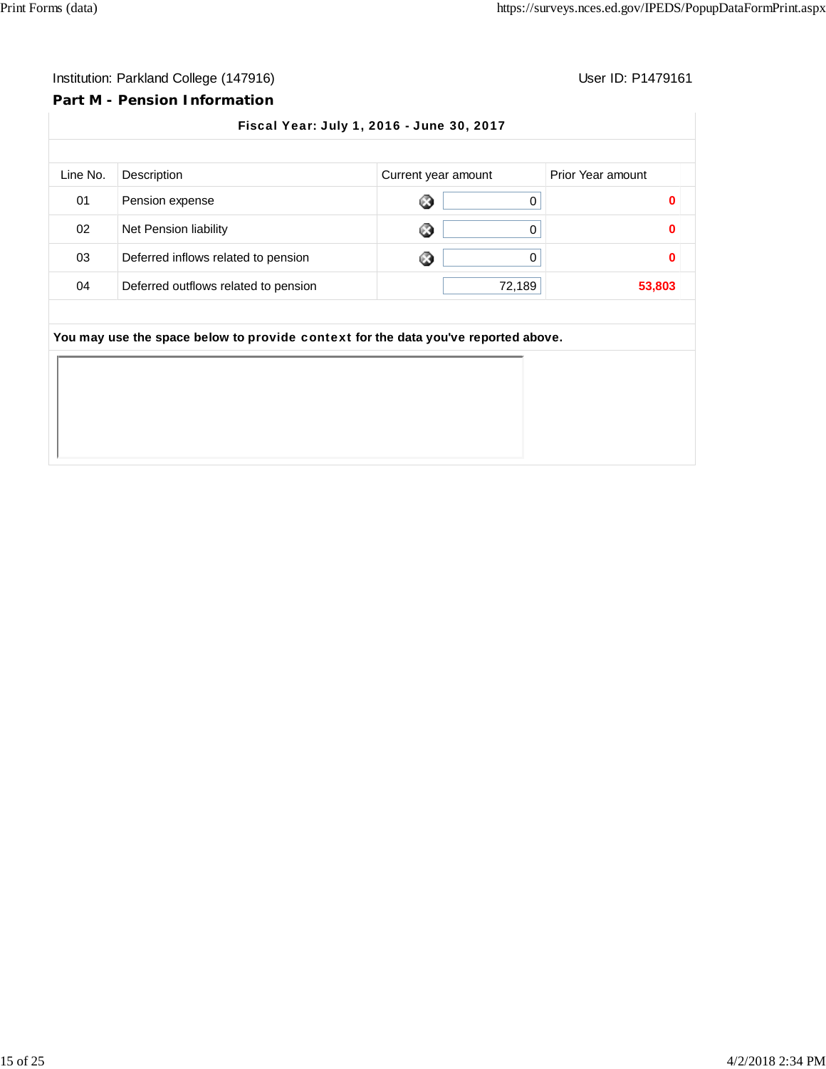Institution: Parkland College (147916)

User ID: P1479161

## Part M - Pension Information

**Fiscal Year: July 1, 2016 - June 30, 2017**

| Line No. | Description | Current year amount | Prior Year amount |
|---|---|---|---|
| 01 | Pension expense | 0 | 0 |
| 02 | Net Pension liability | 0 | 0 |
| 03 | Deferred inflows related to pension | 0 | 0 |
| 04 | Deferred outflows related to pension | 72,189 | 53,803 |

**You may use the space below to provide context for the data you've reported above.**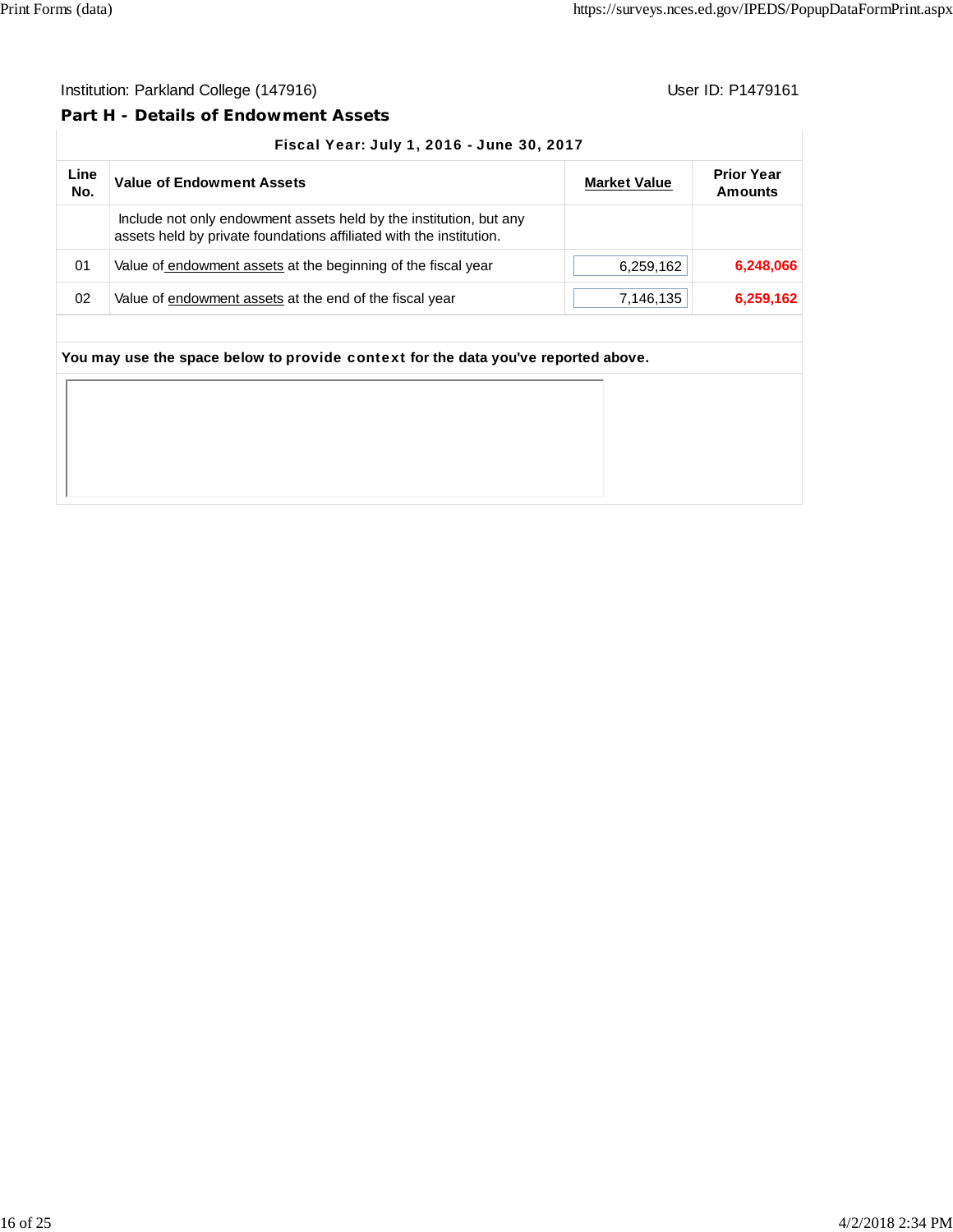Institution: Parkland College (147916) User ID: P1479161

## Part H - Details of Endowment Assets

| Fiscal Year: July 1, 2016 - June 30, 2017 | | | |
|---|---|---|---|
| Line No. | Value of Endowment Assets | Market Value | Prior Year Amounts |
| | Include not only endowment assets held by the institution, but any assets held by private foundations affiliated with the institution. | | |
| 01 | Value of endowment assets at the beginning of the fiscal year | 6,259,162 | **6,248,066** |
| 02 | Value of endowment assets at the end of the fiscal year | 7,146,135 | **6,259,162** |

**You may use the space below to provide context for the data you've reported above.**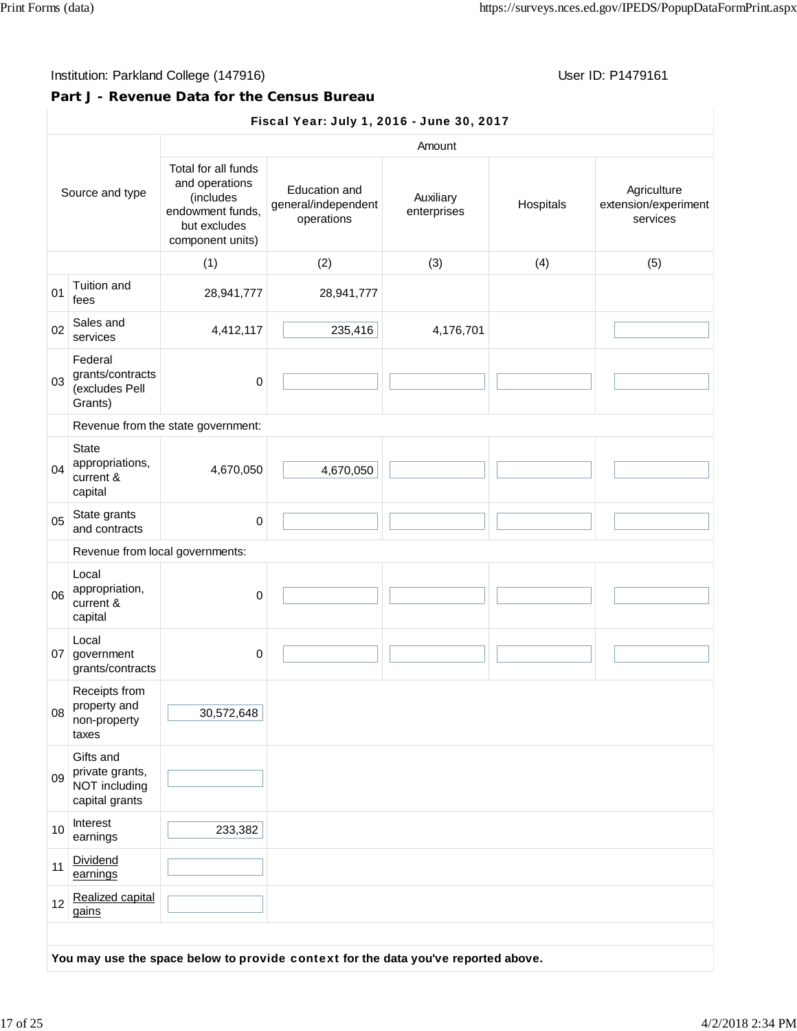Institution: Parkland College (147916)

User ID: P1479161

### Part J - Revenue Data for the Census Bureau

| Fiscal Year: July 1, 2016 - June 30, 2017 | | | | | | |
|---|---|---|---|---|---|---|
| | | Amount | | | | |
| Source and type | | Total for all funds and operations (includes endowment funds, but excludes component units) | Education and general/independent operations | Auxiliary enterprises | Hospitals | Agriculture extension/experiment services |
| | | (1) | (2) | (3) | (4) | (5) |
| 01 | Tuition and fees | 28,941,777 | 28,941,777 | | | |
| 02 | Sales and services | 4,412,117 | 235,416 | 4,176,701 | | |
| 03 | Federal grants/contracts (excludes Pell Grants) | 0 | | | | |
| | Revenue from the state government: | | | | | |
| 04 | State appropriations, current & capital | 4,670,050 | 4,670,050 | | | |
| 05 | State grants and contracts | 0 | | | | |
| | Revenue from local governments: | | | | | |
| 06 | Local appropriation, current & capital | 0 | | | | |
| 07 | Local government grants/contracts | 0 | | | | |
| 08 | Receipts from property and non-property taxes | 30,572,648 | | | | |
| 09 | Gifts and private grants, NOT including capital grants | | | | | |
| 10 | Interest earnings | 233,382 | | | | |
| 11 | Dividend earnings | | | | | |
| 12 | Realized capital gains | | | | | |

**You may use the space below to provide context for the data you've reported above.**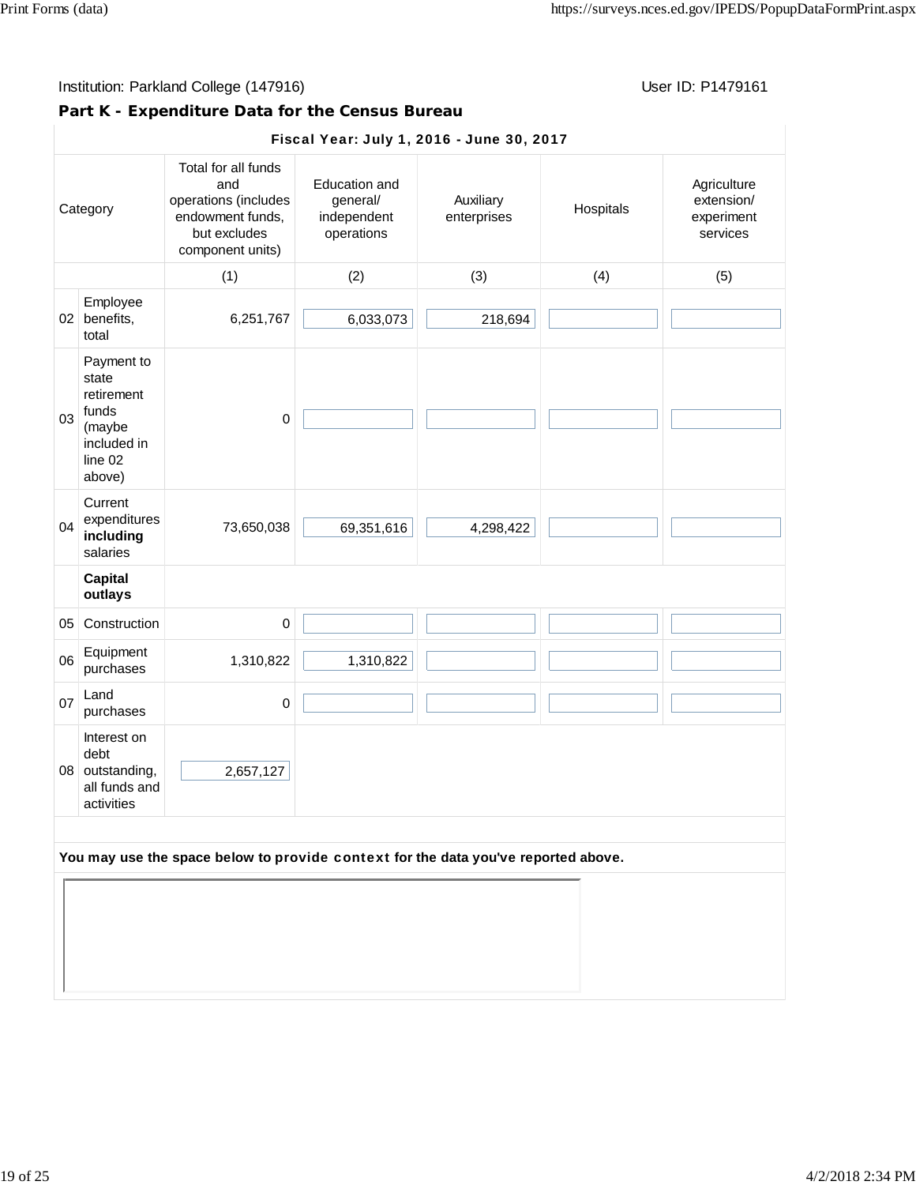Institution: Parkland College (147916) User ID: P1479161

## Part K - Expenditure Data for the Census Bureau

| | Fiscal Year: July 1, 2016 - June 30, 2017 | | | | | |
|---|---|---|---|---|---|---|
| | Category | Total for all funds and operations (includes endowment funds, but excludes component units) | Education and general/ independent operations | Auxiliary enterprises | Hospitals | Agriculture extension/ experiment services |
| | | (1) | (2) | (3) | (4) | (5) |
| 02 | Employee benefits, total | 6,251,767 | 6,033,073 | 218,694 | | |
| 03 | Payment to state retirement funds (maybe included in line 02 above) | 0 | | | | |
| 04 | Current expenditures **including** salaries | 73,650,038 | 69,351,616 | 4,298,422 | | |
| | **Capital outlays** | | | | | |
| 05 | Construction | 0 | | | | |
| 06 | Equipment purchases | 1,310,822 | 1,310,822 | | | |
| 07 | Land purchases | 0 | | | | |
| 08 | Interest on debt outstanding, all funds and activities | 2,657,127 | | | | |

**You may use the space below to provide context for the data you've reported above.**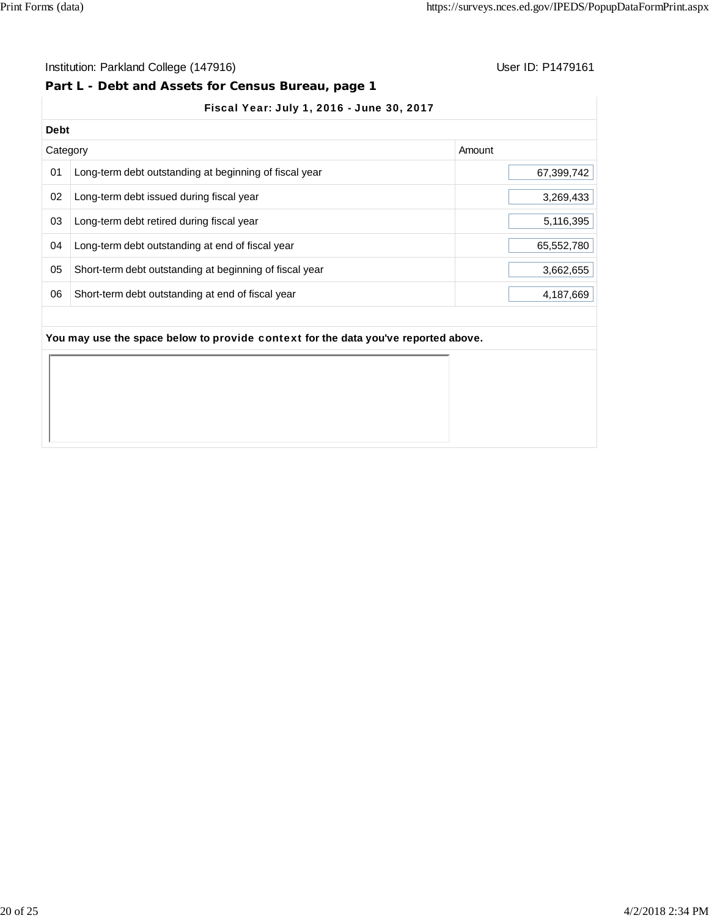Institution: Parkland College (147916)

User ID: P1479161

## Part L - Debt and Assets for Census Bureau, page 1

**Fiscal Year: July 1, 2016 - June 30, 2017**

**Debt**

| | Category | Amount |
|---|---|---|
| 01 | Long-term debt outstanding at beginning of fiscal year | 67,399,742 |
| 02 | Long-term debt issued during fiscal year | 3,269,433 |
| 03 | Long-term debt retired during fiscal year | 5,116,395 |
| 04 | Long-term debt outstanding at end of fiscal year | 65,552,780 |
| 05 | Short-term debt outstanding at beginning of fiscal year | 3,662,655 |
| 06 | Short-term debt outstanding at end of fiscal year | 4,187,669 |

**You may use the space below to provide context for the data you've reported above.**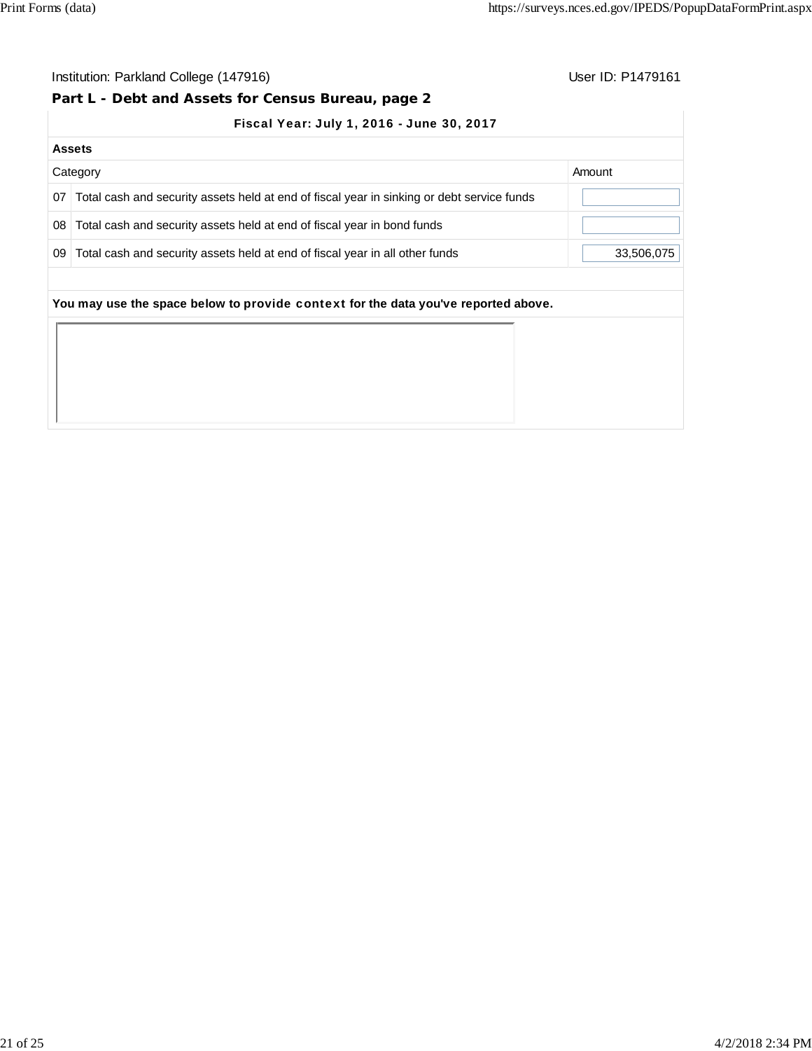Institution: Parkland College (147916) User ID: P1479161

## Part L - Debt and Assets for Census Bureau, page 2

**Fiscal Year: July 1, 2016 - June 30, 2017**

**Assets**

| | Category | Amount |
|---|---|---|
| 07 | Total cash and security assets held at end of fiscal year in sinking or debt service funds | |
| 08 | Total cash and security assets held at end of fiscal year in bond funds | |
| 09 | Total cash and security assets held at end of fiscal year in all other funds | 33,506,075 |

**You may use the space below to provide context for the data you've reported above.**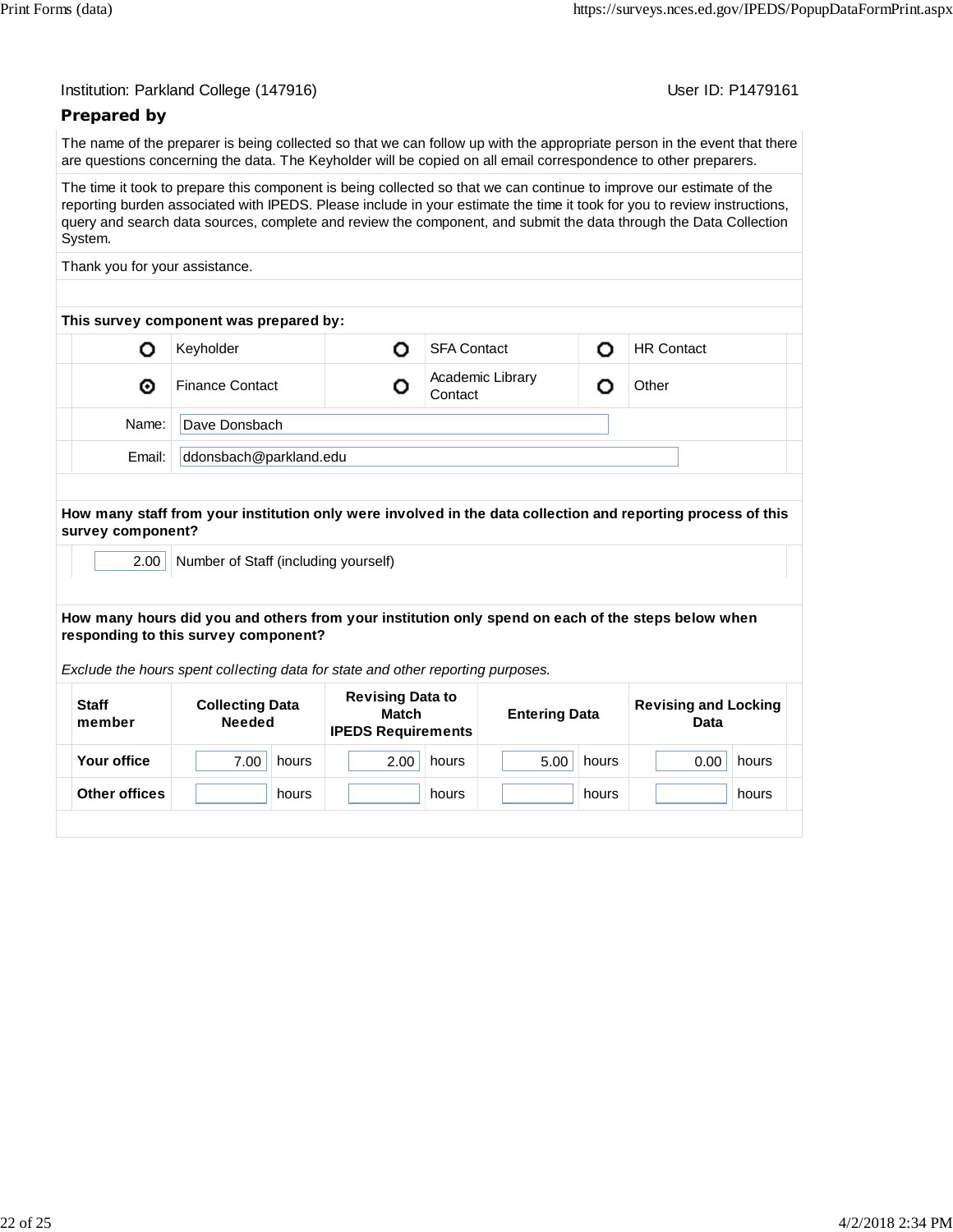Institution: Parkland College (147916) User ID: P1479161

## Prepared by

The name of the preparer is being collected so that we can follow up with the appropriate person in the event that there are questions concerning the data. The Keyholder will be copied on all email correspondence to other preparers.

The time it took to prepare this component is being collected so that we can continue to improve our estimate of the reporting burden associated with IPEDS. Please include in your estimate the time it took for you to review instructions, query and search data sources, complete and review the component, and submit the data through the Data Collection System.

Thank you for your assistance.

**This survey component was prepared by:**

| | | | | | |
|---|---|---|---|---|---|
| ○ | Keyholder | ○ | SFA Contact | ○ | HR Contact |
| ⦿ | Finance Contact | ○ | Academic Library Contact | ○ | Other |

Name: Dave Donsbach

Email: ddonsbach@parkland.edu

**How many staff from your institution only were involved in the data collection and reporting process of this survey component?**

2.00 Number of Staff (including yourself)

**How many hours did you and others from your institution only spend on each of the steps below when responding to this survey component?**

*Exclude the hours spent collecting data for state and other reporting purposes.*

| Staff member | Collecting Data Needed | Revising Data to Match IPEDS Requirements | Entering Data | Revising and Locking Data |
|---|---|---|---|---|
| **Your office** | 7.00 hours | 2.00 hours | 5.00 hours | 0.00 hours |
| **Other offices** | hours | hours | hours | hours |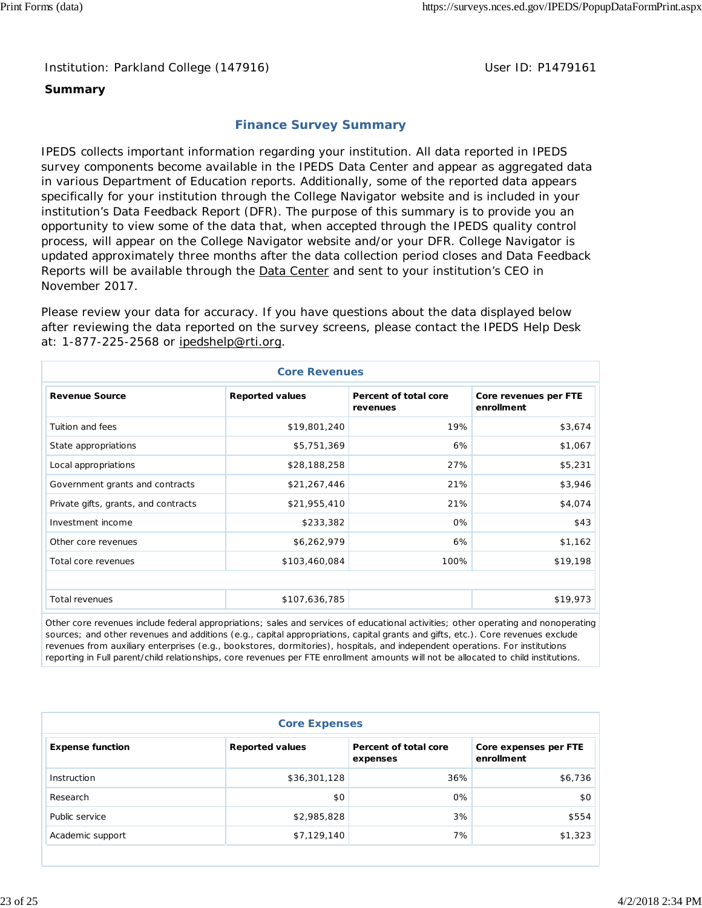Institution: Parkland College (147916) User ID: P1479161

**Summary**

## Finance Survey Summary

IPEDS collects important information regarding your institution. All data reported in IPEDS survey components become available in the IPEDS Data Center and appear as aggregated data in various Department of Education reports. Additionally, some of the reported data appears specifically for your institution through the College Navigator website and is included in your institution's Data Feedback Report (DFR). The purpose of this summary is to provide you an opportunity to view some of the data that, when accepted through the IPEDS quality control process, will appear on the College Navigator website and/or your DFR. College Navigator is updated approximately three months after the data collection period closes and Data Feedback Reports will be available through the Data Center and sent to your institution's CEO in November 2017.

Please review your data for accuracy. If you have questions about the data displayed below after reviewing the data reported on the survey screens, please contact the IPEDS Help Desk at: 1-877-225-2568 or ipedshelp@rti.org.

**Core Revenues**

| Revenue Source | Reported values | Percent of total core revenues | Core revenues per FTE enrollment |
|---|---|---|---|
| Tuition and fees | $19,801,240 | 19% | $3,674 |
| State appropriations | $5,751,369 | 6% | $1,067 |
| Local appropriations | $28,188,258 | 27% | $5,231 |
| Government grants and contracts | $21,267,446 | 21% | $3,946 |
| Private gifts, grants, and contracts | $21,955,410 | 21% | $4,074 |
| Investment income | $233,382 | 0% | $43 |
| Other core revenues | $6,262,979 | 6% | $1,162 |
| Total core revenues | $103,460,084 | 100% | $19,198 |
| | | | |
| Total revenues | $107,636,785 | | $19,973 |

Other core revenues include federal appropriations; sales and services of educational activities; other operating and nonoperating sources; and other revenues and additions (e.g., capital appropriations, capital grants and gifts, etc.). Core revenues exclude revenues from auxiliary enterprises (e.g., bookstores, dormitories), hospitals, and independent operations. For institutions reporting in Full parent/child relationships, core revenues per FTE enrollment amounts will not be allocated to child institutions.

**Core Expenses**

| Expense function | Reported values | Percent of total core expenses | Core expenses per FTE enrollment |
|---|---|---|---|
| Instruction | $36,301,128 | 36% | $6,736 |
| Research | $0 | 0% | $0 |
| Public service | $2,985,828 | 3% | $554 |
| Academic support | $7,129,140 | 7% | $1,323 |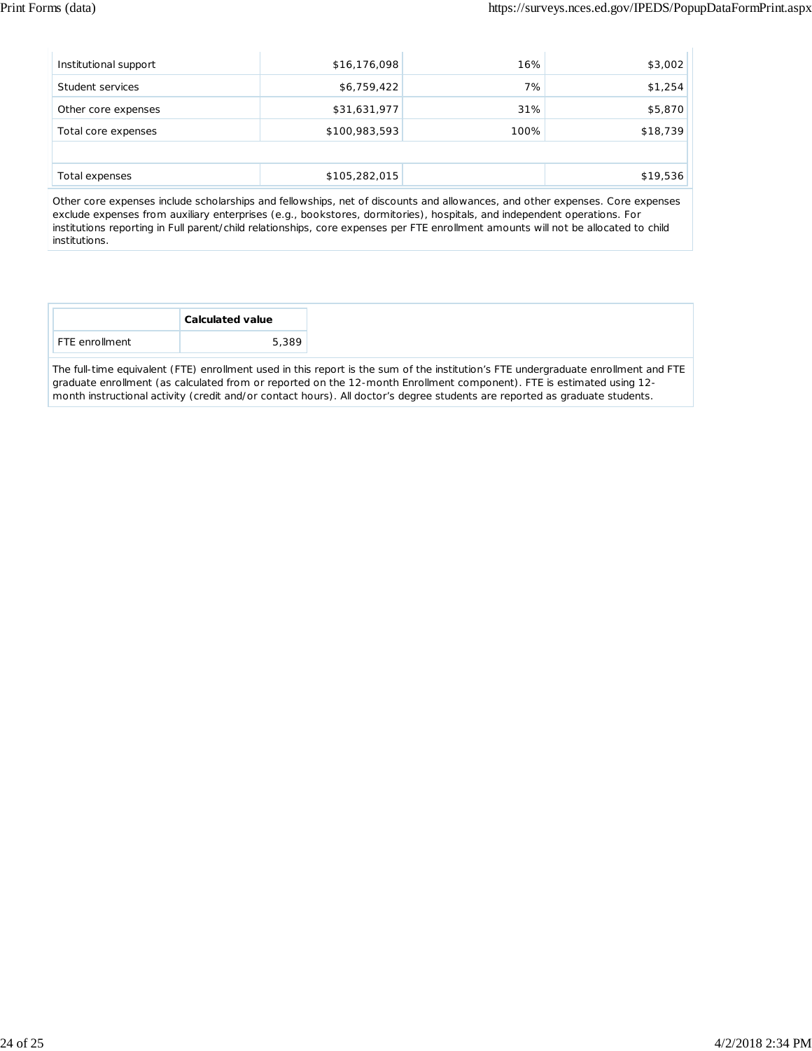| | | | |
|---|---|---|---|
| Institutional support | $16,176,098 | 16% | $3,002 |
| Student services | $6,759,422 | 7% | $1,254 |
| Other core expenses | $31,631,977 | 31% | $5,870 |
| Total core expenses | $100,983,593 | 100% | $18,739 |
| | | | |
| Total expenses | $105,282,015 | | $19,536 |

Other core expenses include scholarships and fellowships, net of discounts and allowances, and other expenses. Core expenses exclude expenses from auxiliary enterprises (e.g., bookstores, dormitories), hospitals, and independent operations. For institutions reporting in Full parent/child relationships, core expenses per FTE enrollment amounts will not be allocated to child institutions.

| | **Calculated value** |
|---|---|
| FTE enrollment | 5,389 |

The full-time equivalent (FTE) enrollment used in this report is the sum of the institution's FTE undergraduate enrollment and FTE graduate enrollment (as calculated from or reported on the 12-month Enrollment component). FTE is estimated using 12-month instructional activity (credit and/or contact hours). All doctor's degree students are reported as graduate students.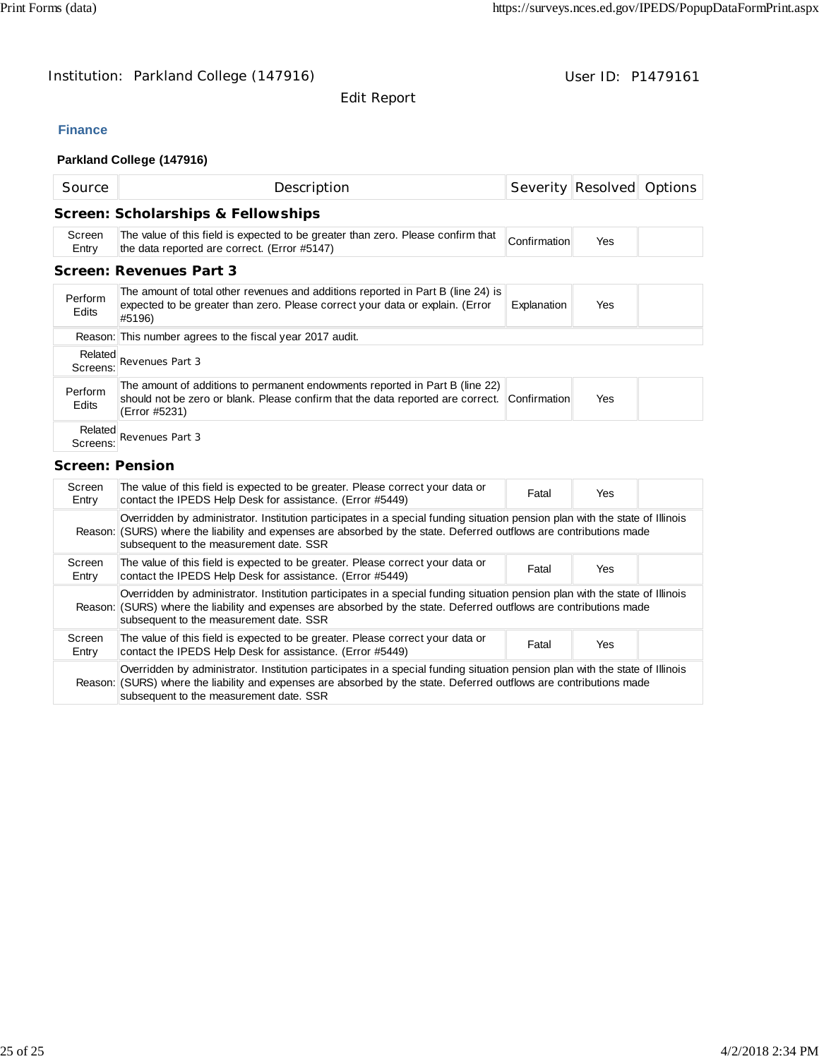Institution: Parkland College (147916)    User ID: P1479161

Edit Report

## Finance

**Parkland College (147916)**

| Source | Description | Severity | Resolved | Options |
|---|---|---|---|---|
| **Screen: Scholarships & Fellowships** | | | | |
| Screen Entry | The value of this field is expected to be greater than zero. Please confirm that the data reported are correct. (Error #5147) | Confirmation | Yes | |
| **Screen: Revenues Part 3** | | | | |
| Perform Edits | The amount of total other revenues and additions reported in Part B (line 24) is expected to be greater than zero. Please correct your data or explain. (Error #5196) | Explanation | Yes | |
| Reason: | This number agrees to the fiscal year 2017 audit. | | | |
| Related Screens: | Revenues Part 3 | | | |
| Perform Edits | The amount of additions to permanent endowments reported in Part B (line 22) should not be zero or blank. Please confirm that the data reported are correct. (Error #5231) | Confirmation | Yes | |
| Related Screens: | Revenues Part 3 | | | |
| **Screen: Pension** | | | | |
| Screen Entry | The value of this field is expected to be greater. Please correct your data or contact the IPEDS Help Desk for assistance. (Error #5449) | Fatal | Yes | |
| Reason: | Overridden by administrator. Institution participates in a special funding situation pension plan with the state of Illinois (SURS) where the liability and expenses are absorbed by the state. Deferred outflows are contributions made subsequent to the measurement date. SSR | | | |
| Screen Entry | The value of this field is expected to be greater. Please correct your data or contact the IPEDS Help Desk for assistance. (Error #5449) | Fatal | Yes | |
| Reason: | Overridden by administrator. Institution participates in a special funding situation pension plan with the state of Illinois (SURS) where the liability and expenses are absorbed by the state. Deferred outflows are contributions made subsequent to the measurement date. SSR | | | |
| Screen Entry | The value of this field is expected to be greater. Please correct your data or contact the IPEDS Help Desk for assistance. (Error #5449) | Fatal | Yes | |
| Reason: | Overridden by administrator. Institution participates in a special funding situation pension plan with the state of Illinois (SURS) where the liability and expenses are absorbed by the state. Deferred outflows are contributions made subsequent to the measurement date. SSR | | | |